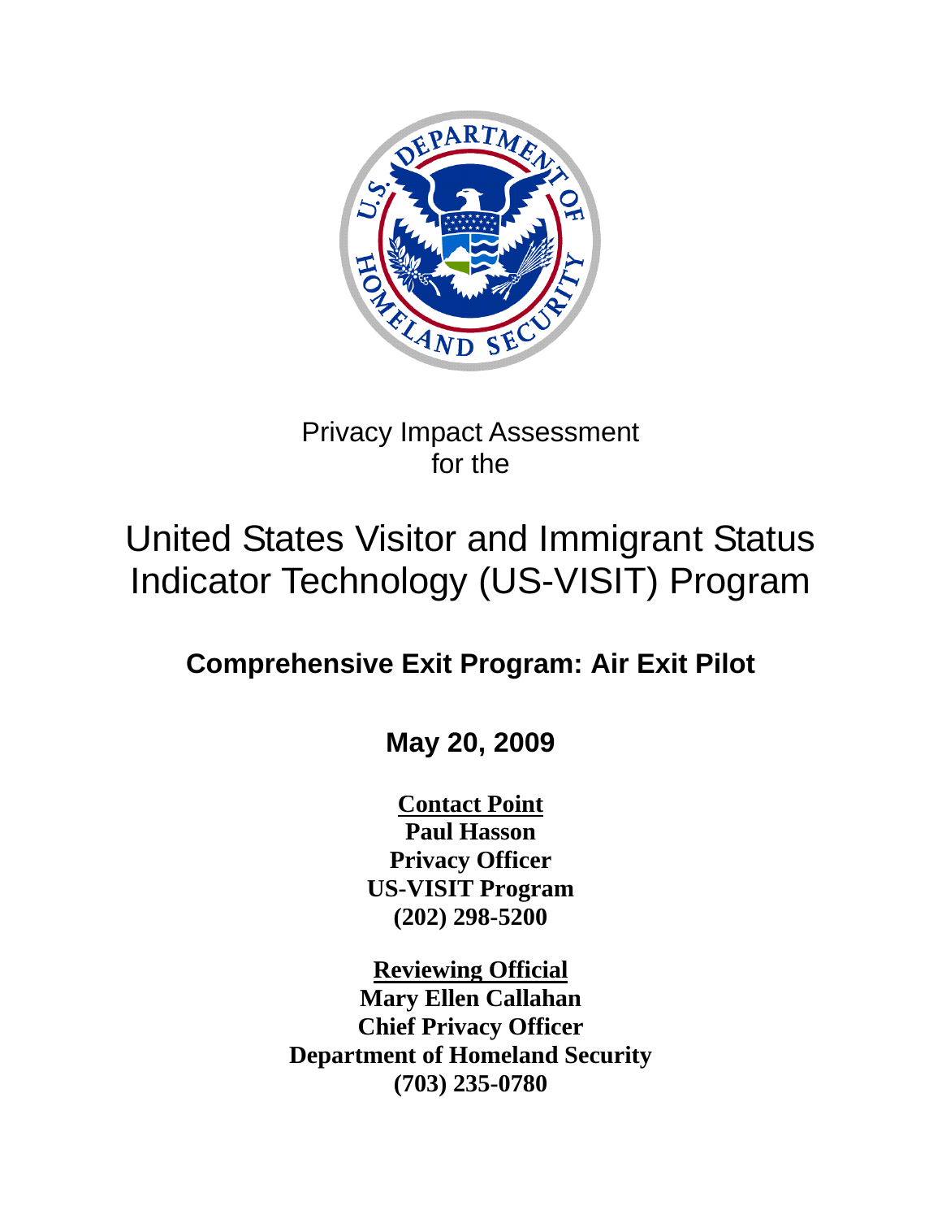Privacy Impact Assessment
for the

# United States Visitor and Immigrant Status Indicator Technology (US-VISIT) Program

## Comprehensive Exit Program: Air Exit Pilot

**May 20, 2009**

**Contact Point**
**Paul Hasson**
**Privacy Officer**
**US-VISIT Program**
**(202) 298-5200**

**Reviewing Official**
**Mary Ellen Callahan**
**Chief Privacy Officer**
**Department of Homeland Security**
**(703) 235-0780**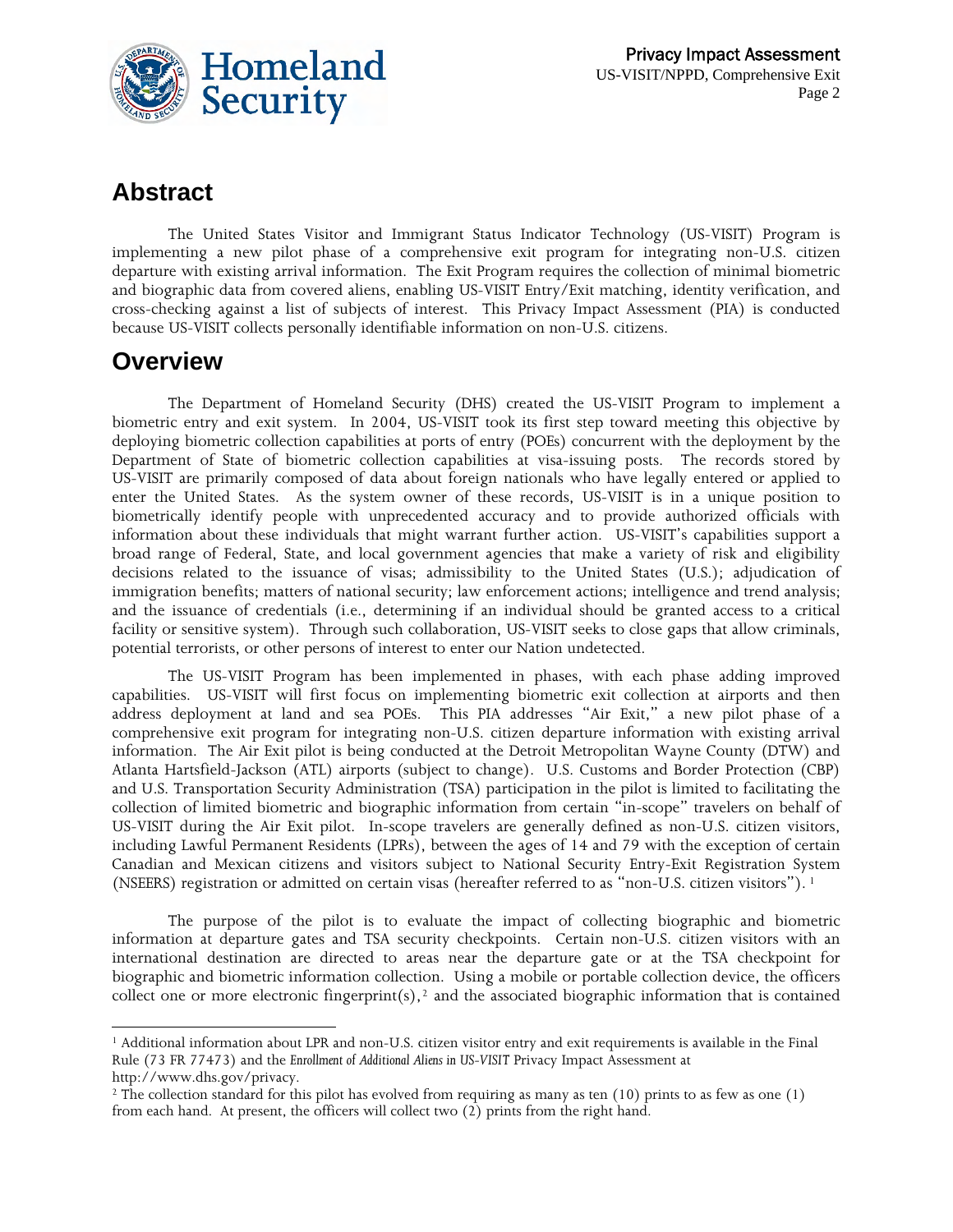## Abstract

The United States Visitor and Immigrant Status Indicator Technology (US-VISIT) Program is implementing a new pilot phase of a comprehensive exit program for integrating non-U.S. citizen departure with existing arrival information. The Exit Program requires the collection of minimal biometric and biographic data from covered aliens, enabling US-VISIT Entry/Exit matching, identity verification, and cross-checking against a list of subjects of interest. This Privacy Impact Assessment (PIA) is conducted because US-VISIT collects personally identifiable information on non-U.S. citizens.

## Overview

The Department of Homeland Security (DHS) created the US-VISIT Program to implement a biometric entry and exit system. In 2004, US-VISIT took its first step toward meeting this objective by deploying biometric collection capabilities at ports of entry (POEs) concurrent with the deployment by the Department of State of biometric collection capabilities at visa-issuing posts. The records stored by US-VISIT are primarily composed of data about foreign nationals who have legally entered or applied to enter the United States. As the system owner of these records, US-VISIT is in a unique position to biometrically identify people with unprecedented accuracy and to provide authorized officials with information about these individuals that might warrant further action. US-VISIT's capabilities support a broad range of Federal, State, and local government agencies that make a variety of risk and eligibility decisions related to the issuance of visas; admissibility to the United States (U.S.); adjudication of immigration benefits; matters of national security; law enforcement actions; intelligence and trend analysis; and the issuance of credentials (i.e., determining if an individual should be granted access to a critical facility or sensitive system). Through such collaboration, US-VISIT seeks to close gaps that allow criminals, potential terrorists, or other persons of interest to enter our Nation undetected.

The US-VISIT Program has been implemented in phases, with each phase adding improved capabilities. US-VISIT will first focus on implementing biometric exit collection at airports and then address deployment at land and sea POEs. This PIA addresses "Air Exit," a new pilot phase of a comprehensive exit program for integrating non-U.S. citizen departure information with existing arrival information. The Air Exit pilot is being conducted at the Detroit Metropolitan Wayne County (DTW) and Atlanta Hartsfield-Jackson (ATL) airports (subject to change). U.S. Customs and Border Protection (CBP) and U.S. Transportation Security Administration (TSA) participation in the pilot is limited to facilitating the collection of limited biometric and biographic information from certain "in-scope" travelers on behalf of US-VISIT during the Air Exit pilot. In-scope travelers are generally defined as non-U.S. citizen visitors, including Lawful Permanent Residents (LPRs), between the ages of 14 and 79 with the exception of certain Canadian and Mexican citizens and visitors subject to National Security Entry-Exit Registration System (NSEERS) registration or admitted on certain visas (hereafter referred to as "non-U.S. citizen visitors").[1]

The purpose of the pilot is to evaluate the impact of collecting biographic and biometric information at departure gates and TSA security checkpoints. Certain non-U.S. citizen visitors with an international destination are directed to areas near the departure gate or at the TSA checkpoint for biographic and biometric information collection. Using a mobile or portable collection device, the officers collect one or more electronic fingerprint(s),[2] and the associated biographic information that is contained

---

[1] Additional information about LPR and non-U.S. citizen visitor entry and exit requirements is available in the Final Rule (73 FR 77473) and the *Enrollment of Additional Aliens in US-VISIT* Privacy Impact Assessment at http://www.dhs.gov/privacy.

[2] The collection standard for this pilot has evolved from requiring as many as ten (10) prints to as few as one (1) from each hand. At present, the officers will collect two (2) prints from the right hand.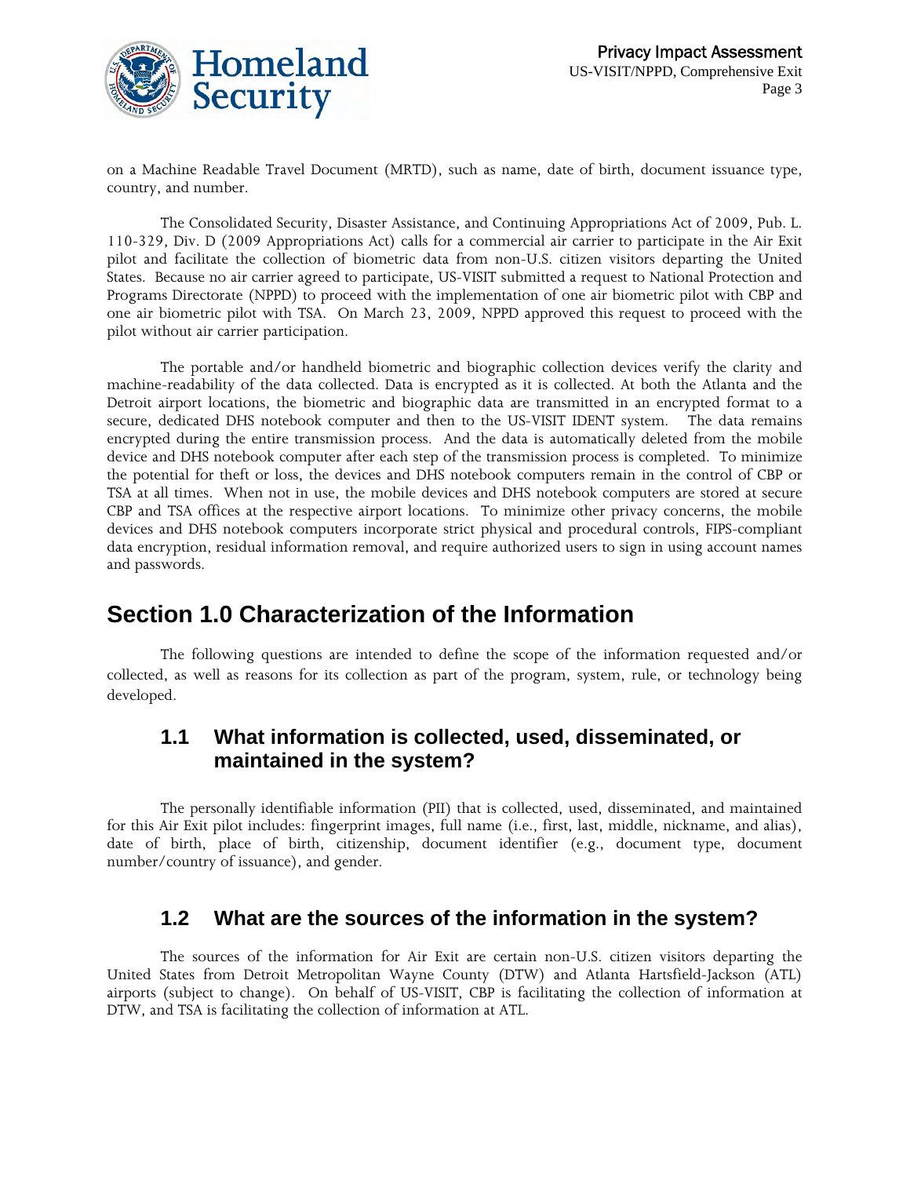on a Machine Readable Travel Document (MRTD), such as name, date of birth, document issuance type, country, and number.

The Consolidated Security, Disaster Assistance, and Continuing Appropriations Act of 2009, Pub. L. 110-329, Div. D (2009 Appropriations Act) calls for a commercial air carrier to participate in the Air Exit pilot and facilitate the collection of biometric data from non-U.S. citizen visitors departing the United States. Because no air carrier agreed to participate, US-VISIT submitted a request to National Protection and Programs Directorate (NPPD) to proceed with the implementation of one air biometric pilot with CBP and one air biometric pilot with TSA. On March 23, 2009, NPPD approved this request to proceed with the pilot without air carrier participation.

The portable and/or handheld biometric and biographic collection devices verify the clarity and machine-readability of the data collected. Data is encrypted as it is collected. At both the Atlanta and the Detroit airport locations, the biometric and biographic data are transmitted in an encrypted format to a secure, dedicated DHS notebook computer and then to the US-VISIT IDENT system. The data remains encrypted during the entire transmission process. And the data is automatically deleted from the mobile device and DHS notebook computer after each step of the transmission process is completed. To minimize the potential for theft or loss, the devices and DHS notebook computers remain in the control of CBP or TSA at all times. When not in use, the mobile devices and DHS notebook computers are stored at secure CBP and TSA offices at the respective airport locations. To minimize other privacy concerns, the mobile devices and DHS notebook computers incorporate strict physical and procedural controls, FIPS-compliant data encryption, residual information removal, and require authorized users to sign in using account names and passwords.

# Section 1.0 Characterization of the Information

The following questions are intended to define the scope of the information requested and/or collected, as well as reasons for its collection as part of the program, system, rule, or technology being developed.

## 1.1 What information is collected, used, disseminated, or maintained in the system?

The personally identifiable information (PII) that is collected, used, disseminated, and maintained for this Air Exit pilot includes: fingerprint images, full name (i.e., first, last, middle, nickname, and alias), date of birth, place of birth, citizenship, document identifier (e.g., document type, document number/country of issuance), and gender.

## 1.2 What are the sources of the information in the system?

The sources of the information for Air Exit are certain non-U.S. citizen visitors departing the United States from Detroit Metropolitan Wayne County (DTW) and Atlanta Hartsfield-Jackson (ATL) airports (subject to change). On behalf of US-VISIT, CBP is facilitating the collection of information at DTW, and TSA is facilitating the collection of information at ATL.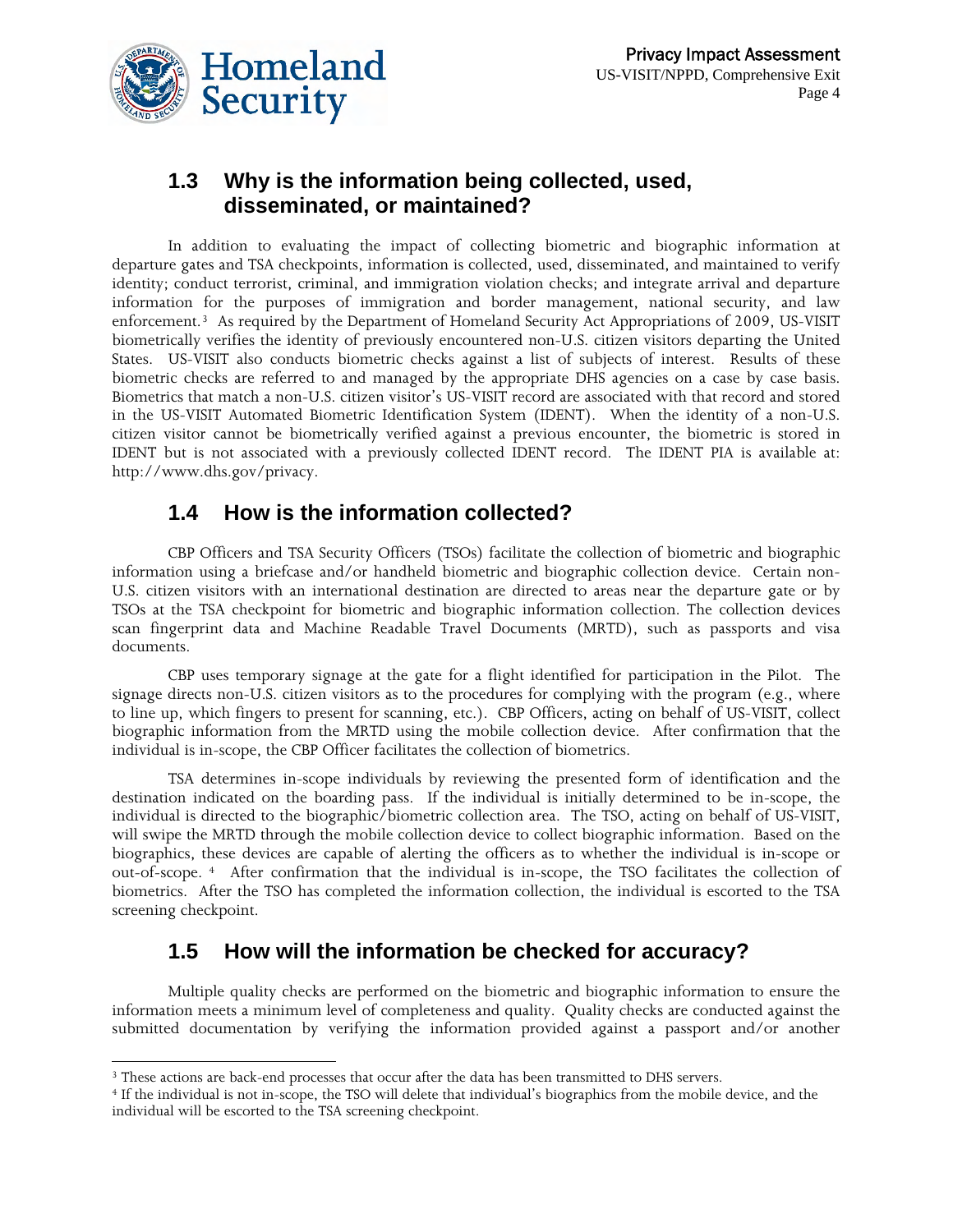## 1.3 Why is the information being collected, used, disseminated, or maintained?

In addition to evaluating the impact of collecting biometric and biographic information at departure gates and TSA checkpoints, information is collected, used, disseminated, and maintained to verify identity; conduct terrorist, criminal, and immigration violation checks; and integrate arrival and departure information for the purposes of immigration and border management, national security, and law enforcement.[3] As required by the Department of Homeland Security Act Appropriations of 2009, US-VISIT biometrically verifies the identity of previously encountered non-U.S. citizen visitors departing the United States. US-VISIT also conducts biometric checks against a list of subjects of interest. Results of these biometric checks are referred to and managed by the appropriate DHS agencies on a case by case basis. Biometrics that match a non-U.S. citizen visitor's US-VISIT record are associated with that record and stored in the US-VISIT Automated Biometric Identification System (IDENT). When the identity of a non-U.S. citizen visitor cannot be biometrically verified against a previous encounter, the biometric is stored in IDENT but is not associated with a previously collected IDENT record. The IDENT PIA is available at: http://www.dhs.gov/privacy.

## 1.4 How is the information collected?

CBP Officers and TSA Security Officers (TSOs) facilitate the collection of biometric and biographic information using a briefcase and/or handheld biometric and biographic collection device. Certain non-U.S. citizen visitors with an international destination are directed to areas near the departure gate or by TSOs at the TSA checkpoint for biometric and biographic information collection. The collection devices scan fingerprint data and Machine Readable Travel Documents (MRTD), such as passports and visa documents.

CBP uses temporary signage at the gate for a flight identified for participation in the Pilot. The signage directs non-U.S. citizen visitors as to the procedures for complying with the program (e.g., where to line up, which fingers to present for scanning, etc.). CBP Officers, acting on behalf of US-VISIT, collect biographic information from the MRTD using the mobile collection device. After confirmation that the individual is in-scope, the CBP Officer facilitates the collection of biometrics.

TSA determines in-scope individuals by reviewing the presented form of identification and the destination indicated on the boarding pass. If the individual is initially determined to be in-scope, the individual is directed to the biographic/biometric collection area. The TSO, acting on behalf of US-VISIT, will swipe the MRTD through the mobile collection device to collect biographic information. Based on the biographics, these devices are capable of alerting the officers as to whether the individual is in-scope or out-of-scope.[4] After confirmation that the individual is in-scope, the TSO facilitates the collection of biometrics. After the TSO has completed the information collection, the individual is escorted to the TSA screening checkpoint.

## 1.5 How will the information be checked for accuracy?

Multiple quality checks are performed on the biometric and biographic information to ensure the information meets a minimum level of completeness and quality. Quality checks are conducted against the submitted documentation by verifying the information provided against a passport and/or another

---

[3] These actions are back-end processes that occur after the data has been transmitted to DHS servers.

[4] If the individual is not in-scope, the TSO will delete that individual's biographics from the mobile device, and the individual will be escorted to the TSA screening checkpoint.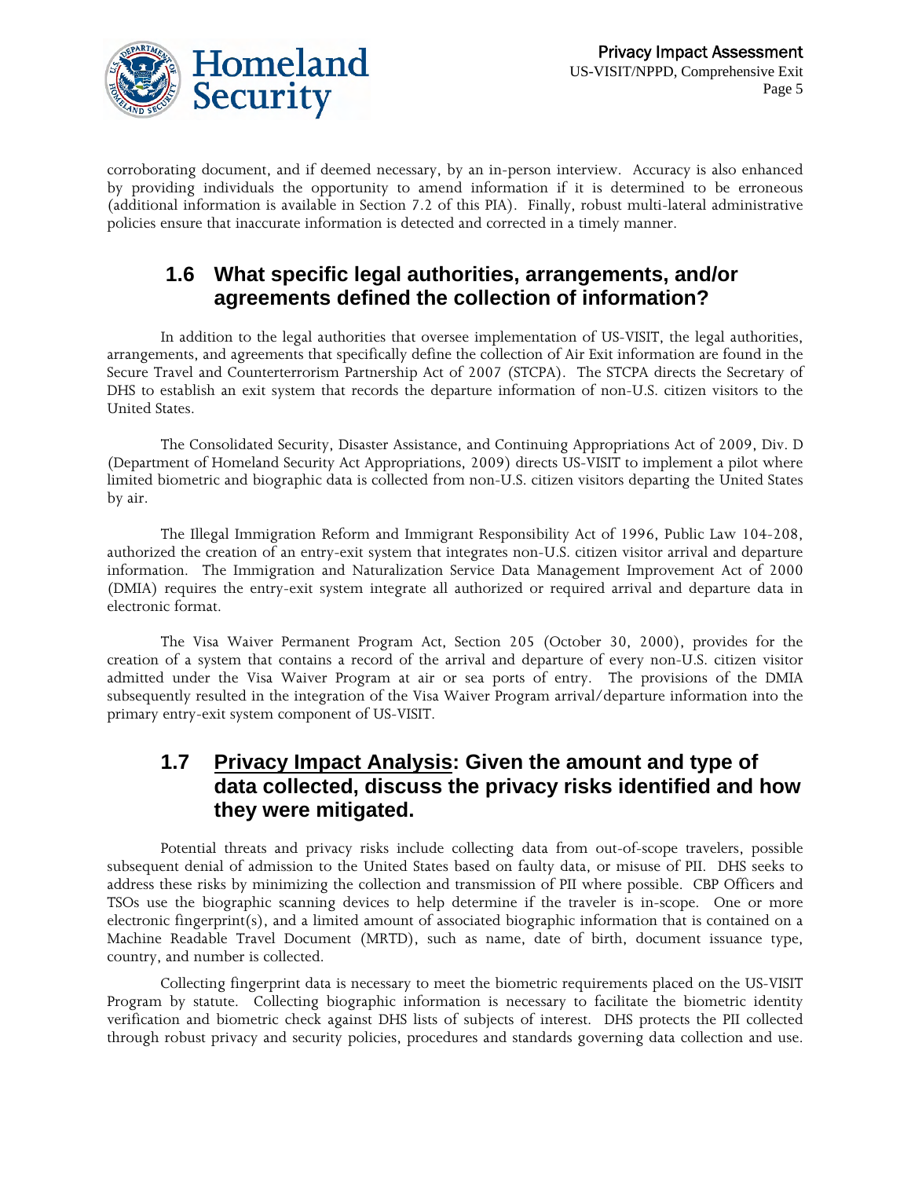corroborating document, and if deemed necessary, by an in-person interview. Accuracy is also enhanced by providing individuals the opportunity to amend information if it is determined to be erroneous (additional information is available in Section 7.2 of this PIA). Finally, robust multi-lateral administrative policies ensure that inaccurate information is detected and corrected in a timely manner.

## 1.6 What specific legal authorities, arrangements, and/or agreements defined the collection of information?

In addition to the legal authorities that oversee implementation of US-VISIT, the legal authorities, arrangements, and agreements that specifically define the collection of Air Exit information are found in the Secure Travel and Counterterrorism Partnership Act of 2007 (STCPA). The STCPA directs the Secretary of DHS to establish an exit system that records the departure information of non-U.S. citizen visitors to the United States.

The Consolidated Security, Disaster Assistance, and Continuing Appropriations Act of 2009, Div. D (Department of Homeland Security Act Appropriations, 2009) directs US-VISIT to implement a pilot where limited biometric and biographic data is collected from non-U.S. citizen visitors departing the United States by air.

The Illegal Immigration Reform and Immigrant Responsibility Act of 1996, Public Law 104-208, authorized the creation of an entry-exit system that integrates non-U.S. citizen visitor arrival and departure information. The Immigration and Naturalization Service Data Management Improvement Act of 2000 (DMIA) requires the entry-exit system integrate all authorized or required arrival and departure data in electronic format.

The Visa Waiver Permanent Program Act, Section 205 (October 30, 2000), provides for the creation of a system that contains a record of the arrival and departure of every non-U.S. citizen visitor admitted under the Visa Waiver Program at air or sea ports of entry. The provisions of the DMIA subsequently resulted in the integration of the Visa Waiver Program arrival/departure information into the primary entry-exit system component of US-VISIT.

## 1.7 Privacy Impact Analysis: Given the amount and type of data collected, discuss the privacy risks identified and how they were mitigated.

Potential threats and privacy risks include collecting data from out-of-scope travelers, possible subsequent denial of admission to the United States based on faulty data, or misuse of PII. DHS seeks to address these risks by minimizing the collection and transmission of PII where possible. CBP Officers and TSOs use the biographic scanning devices to help determine if the traveler is in-scope. One or more electronic fingerprint(s), and a limited amount of associated biographic information that is contained on a Machine Readable Travel Document (MRTD), such as name, date of birth, document issuance type, country, and number is collected.

Collecting fingerprint data is necessary to meet the biometric requirements placed on the US-VISIT Program by statute. Collecting biographic information is necessary to facilitate the biometric identity verification and biometric check against DHS lists of subjects of interest. DHS protects the PII collected through robust privacy and security policies, procedures and standards governing data collection and use.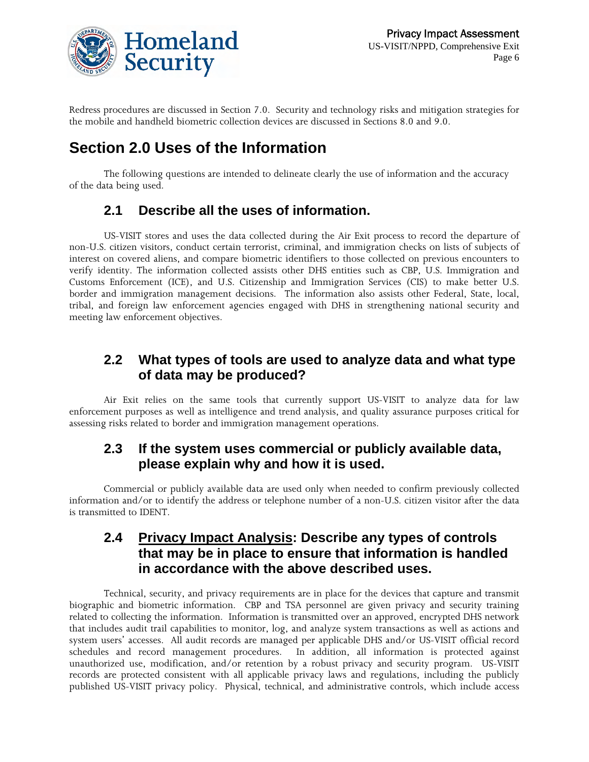Redress procedures are discussed in Section 7.0. Security and technology risks and mitigation strategies for the mobile and handheld biometric collection devices are discussed in Sections 8.0 and 9.0.

# Section 2.0 Uses of the Information

The following questions are intended to delineate clearly the use of information and the accuracy of the data being used.

## 2.1 Describe all the uses of information.

US-VISIT stores and uses the data collected during the Air Exit process to record the departure of non-U.S. citizen visitors, conduct certain terrorist, criminal, and immigration checks on lists of subjects of interest on covered aliens, and compare biometric identifiers to those collected on previous encounters to verify identity. The information collected assists other DHS entities such as CBP, U.S. Immigration and Customs Enforcement (ICE), and U.S. Citizenship and Immigration Services (CIS) to make better U.S. border and immigration management decisions. The information also assists other Federal, State, local, tribal, and foreign law enforcement agencies engaged with DHS in strengthening national security and meeting law enforcement objectives.

## 2.2 What types of tools are used to analyze data and what type of data may be produced?

Air Exit relies on the same tools that currently support US-VISIT to analyze data for law enforcement purposes as well as intelligence and trend analysis, and quality assurance purposes critical for assessing risks related to border and immigration management operations.

## 2.3 If the system uses commercial or publicly available data, please explain why and how it is used.

Commercial or publicly available data are used only when needed to confirm previously collected information and/or to identify the address or telephone number of a non-U.S. citizen visitor after the data is transmitted to IDENT.

## 2.4 Privacy Impact Analysis: Describe any types of controls that may be in place to ensure that information is handled in accordance with the above described uses.

Technical, security, and privacy requirements are in place for the devices that capture and transmit biographic and biometric information. CBP and TSA personnel are given privacy and security training related to collecting the information. Information is transmitted over an approved, encrypted DHS network that includes audit trail capabilities to monitor, log, and analyze system transactions as well as actions and system users' accesses. All audit records are managed per applicable DHS and/or US-VISIT official record schedules and record management procedures. In addition, all information is protected against unauthorized use, modification, and/or retention by a robust privacy and security program. US-VISIT records are protected consistent with all applicable privacy laws and regulations, including the publicly published US-VISIT privacy policy. Physical, technical, and administrative controls, which include access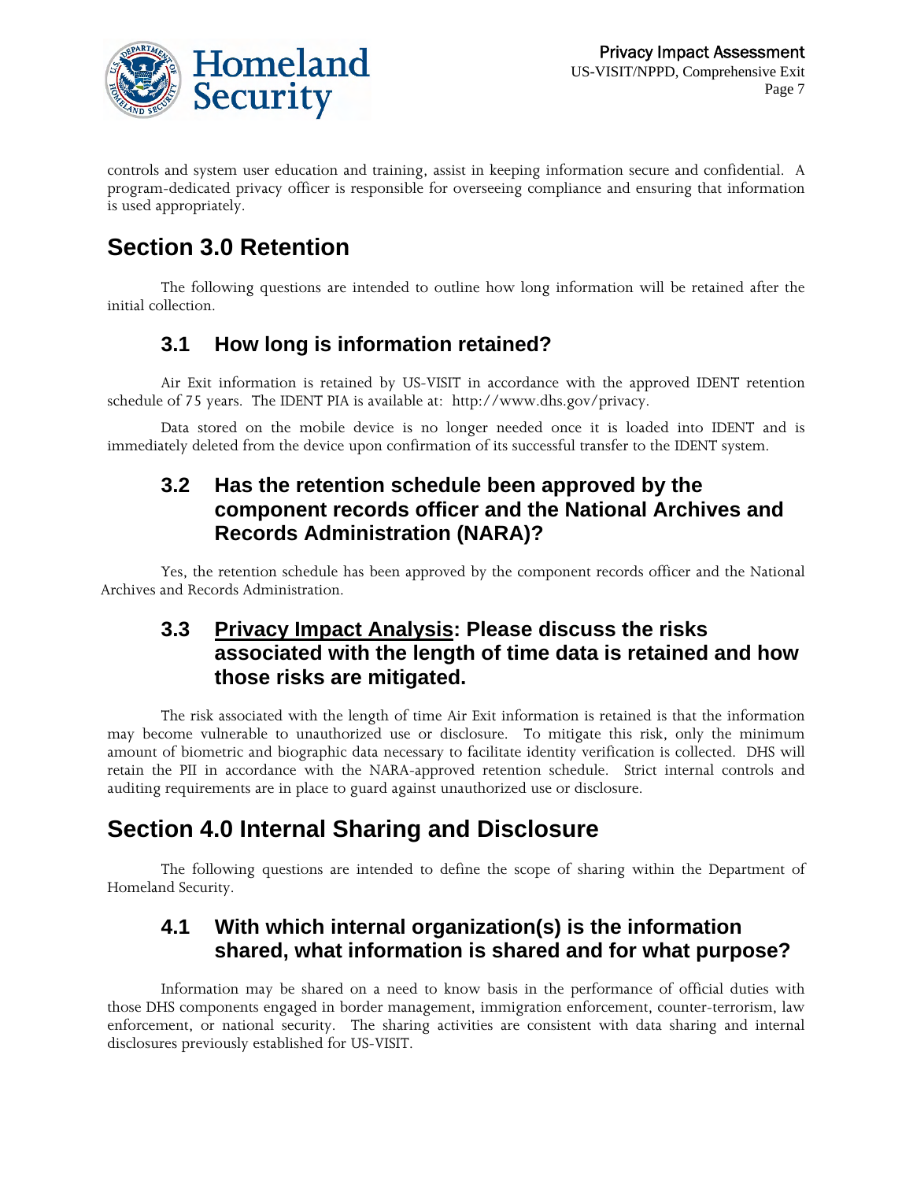controls and system user education and training, assist in keeping information secure and confidential. A program-dedicated privacy officer is responsible for overseeing compliance and ensuring that information is used appropriately.

# Section 3.0 Retention

The following questions are intended to outline how long information will be retained after the initial collection.

## 3.1 How long is information retained?

Air Exit information is retained by US-VISIT in accordance with the approved IDENT retention schedule of 75 years. The IDENT PIA is available at: http://www.dhs.gov/privacy.

Data stored on the mobile device is no longer needed once it is loaded into IDENT and is immediately deleted from the device upon confirmation of its successful transfer to the IDENT system.

## 3.2 Has the retention schedule been approved by the component records officer and the National Archives and Records Administration (NARA)?

Yes, the retention schedule has been approved by the component records officer and the National Archives and Records Administration.

## 3.3 Privacy Impact Analysis: Please discuss the risks associated with the length of time data is retained and how those risks are mitigated.

The risk associated with the length of time Air Exit information is retained is that the information may become vulnerable to unauthorized use or disclosure. To mitigate this risk, only the minimum amount of biometric and biographic data necessary to facilitate identity verification is collected. DHS will retain the PII in accordance with the NARA-approved retention schedule. Strict internal controls and auditing requirements are in place to guard against unauthorized use or disclosure.

# Section 4.0 Internal Sharing and Disclosure

The following questions are intended to define the scope of sharing within the Department of Homeland Security.

## 4.1 With which internal organization(s) is the information shared, what information is shared and for what purpose?

Information may be shared on a need to know basis in the performance of official duties with those DHS components engaged in border management, immigration enforcement, counter-terrorism, law enforcement, or national security. The sharing activities are consistent with data sharing and internal disclosures previously established for US-VISIT.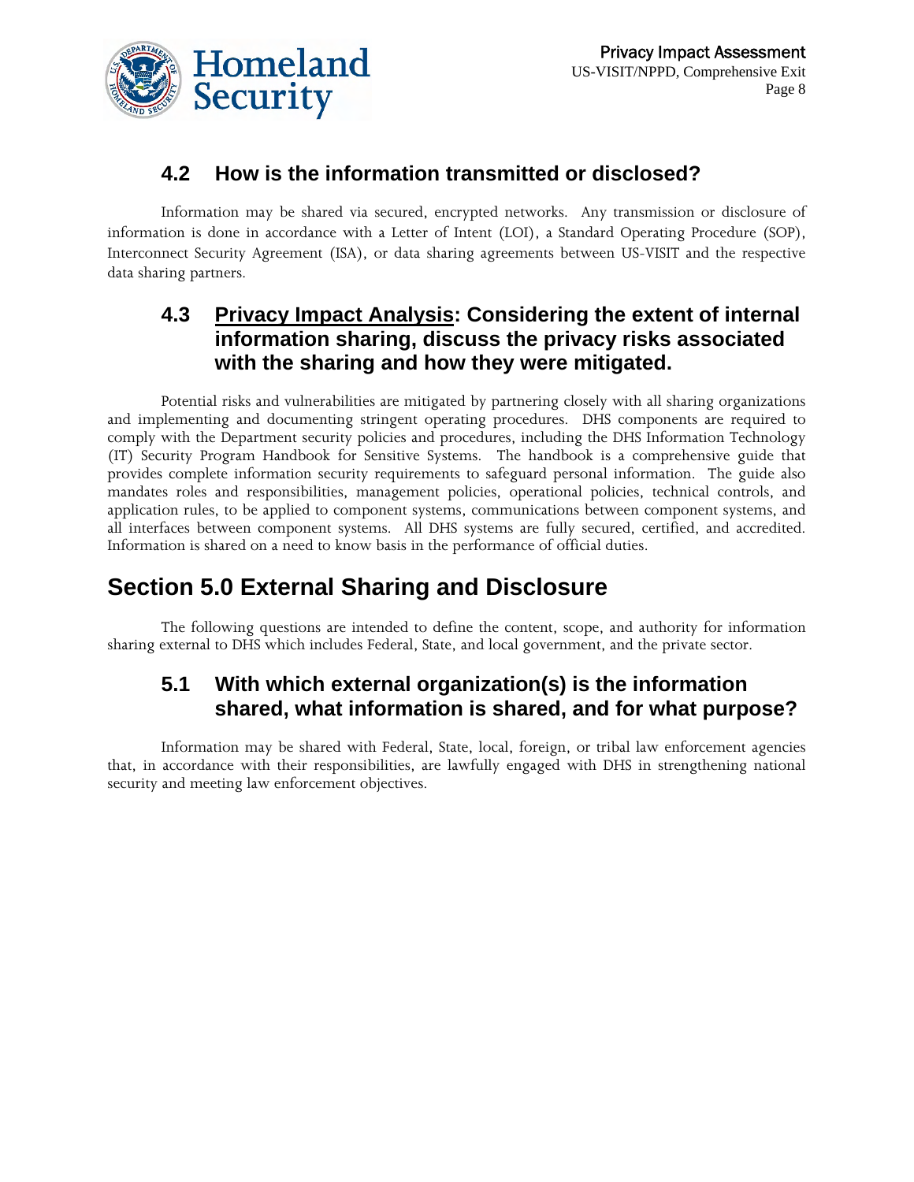### 4.2 How is the information transmitted or disclosed?

Information may be shared via secured, encrypted networks. Any transmission or disclosure of information is done in accordance with a Letter of Intent (LOI), a Standard Operating Procedure (SOP), Interconnect Security Agreement (ISA), or data sharing agreements between US-VISIT and the respective data sharing partners.

### 4.3 Privacy Impact Analysis: Considering the extent of internal information sharing, discuss the privacy risks associated with the sharing and how they were mitigated.

Potential risks and vulnerabilities are mitigated by partnering closely with all sharing organizations and implementing and documenting stringent operating procedures. DHS components are required to comply with the Department security policies and procedures, including the DHS Information Technology (IT) Security Program Handbook for Sensitive Systems. The handbook is a comprehensive guide that provides complete information security requirements to safeguard personal information. The guide also mandates roles and responsibilities, management policies, operational policies, technical controls, and application rules, to be applied to component systems, communications between component systems, and all interfaces between component systems. All DHS systems are fully secured, certified, and accredited. Information is shared on a need to know basis in the performance of official duties.

## Section 5.0 External Sharing and Disclosure

The following questions are intended to define the content, scope, and authority for information sharing external to DHS which includes Federal, State, and local government, and the private sector.

### 5.1 With which external organization(s) is the information shared, what information is shared, and for what purpose?

Information may be shared with Federal, State, local, foreign, or tribal law enforcement agencies that, in accordance with their responsibilities, are lawfully engaged with DHS in strengthening national security and meeting law enforcement objectives.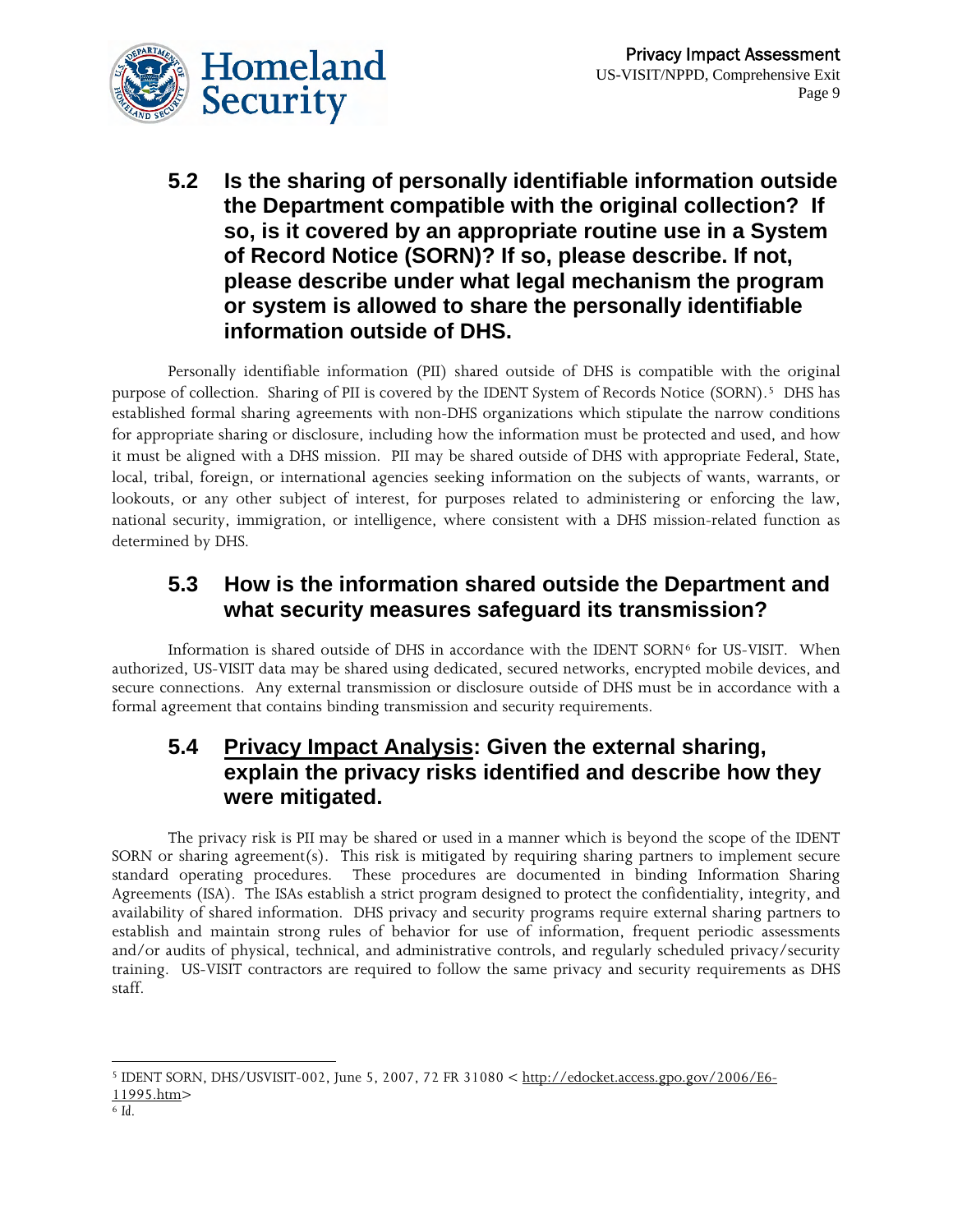## 5.2 Is the sharing of personally identifiable information outside the Department compatible with the original collection? If so, is it covered by an appropriate routine use in a System of Record Notice (SORN)? If so, please describe. If not, please describe under what legal mechanism the program or system is allowed to share the personally identifiable information outside of DHS.

Personally identifiable information (PII) shared outside of DHS is compatible with the original purpose of collection. Sharing of PII is covered by the IDENT System of Records Notice (SORN).[5] DHS has established formal sharing agreements with non-DHS organizations which stipulate the narrow conditions for appropriate sharing or disclosure, including how the information must be protected and used, and how it must be aligned with a DHS mission. PII may be shared outside of DHS with appropriate Federal, State, local, tribal, foreign, or international agencies seeking information on the subjects of wants, warrants, or lookouts, or any other subject of interest, for purposes related to administering or enforcing the law, national security, immigration, or intelligence, where consistent with a DHS mission-related function as determined by DHS.

## 5.3 How is the information shared outside the Department and what security measures safeguard its transmission?

Information is shared outside of DHS in accordance with the IDENT SORN[6] for US-VISIT. When authorized, US-VISIT data may be shared using dedicated, secured networks, encrypted mobile devices, and secure connections. Any external transmission or disclosure outside of DHS must be in accordance with a formal agreement that contains binding transmission and security requirements.

## 5.4 Privacy Impact Analysis: Given the external sharing, explain the privacy risks identified and describe how they were mitigated.

The privacy risk is PII may be shared or used in a manner which is beyond the scope of the IDENT SORN or sharing agreement(s). This risk is mitigated by requiring sharing partners to implement secure standard operating procedures. These procedures are documented in binding Information Sharing Agreements (ISA). The ISAs establish a strict program designed to protect the confidentiality, integrity, and availability of shared information. DHS privacy and security programs require external sharing partners to establish and maintain strong rules of behavior for use of information, frequent periodic assessments and/or audits of physical, technical, and administrative controls, and regularly scheduled privacy/security training. US-VISIT contractors are required to follow the same privacy and security requirements as DHS staff.

---

[5] IDENT SORN, DHS/USVISIT-002, June 5, 2007, 72 FR 31080 < http://edocket.access.gpo.gov/2006/E6-11995.htm>

[6] *Id.*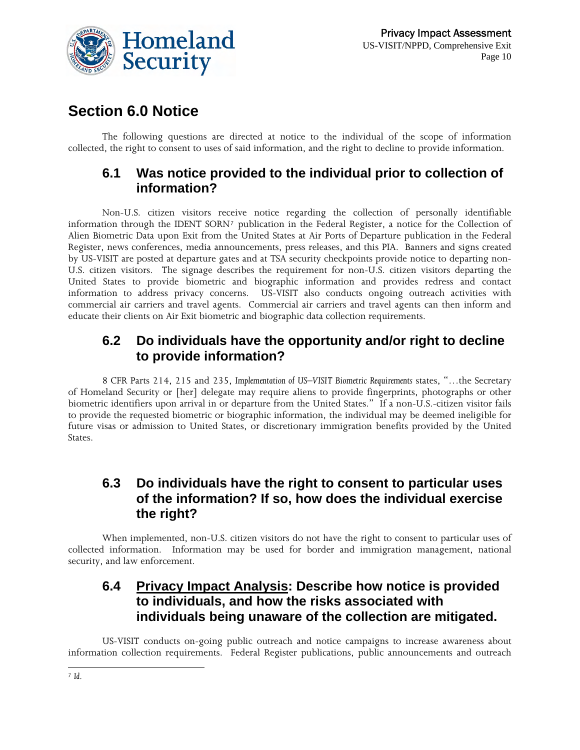# Section 6.0 Notice

The following questions are directed at notice to the individual of the scope of information collected, the right to consent to uses of said information, and the right to decline to provide information.

## 6.1 Was notice provided to the individual prior to collection of information?

Non-U.S. citizen visitors receive notice regarding the collection of personally identifiable information through the IDENT SORN[7] publication in the Federal Register, a notice for the Collection of Alien Biometric Data upon Exit from the United States at Air Ports of Departure publication in the Federal Register, news conferences, media announcements, press releases, and this PIA. Banners and signs created by US-VISIT are posted at departure gates and at TSA security checkpoints provide notice to departing non-U.S. citizen visitors. The signage describes the requirement for non-U.S. citizen visitors departing the United States to provide biometric and biographic information and provides redress and contact information to address privacy concerns. US-VISIT also conducts ongoing outreach activities with commercial air carriers and travel agents. Commercial air carriers and travel agents can then inform and educate their clients on Air Exit biometric and biographic data collection requirements.

## 6.2 Do individuals have the opportunity and/or right to decline to provide information?

8 CFR Parts 214, 215 and 235, *Implementation of US–VISIT Biometric Requirements* states, "…the Secretary of Homeland Security or [her] delegate may require aliens to provide fingerprints, photographs or other biometric identifiers upon arrival in or departure from the United States." If a non-U.S.-citizen visitor fails to provide the requested biometric or biographic information, the individual may be deemed ineligible for future visas or admission to United States, or discretionary immigration benefits provided by the United States.

## 6.3 Do individuals have the right to consent to particular uses of the information? If so, how does the individual exercise the right?

When implemented, non-U.S. citizen visitors do not have the right to consent to particular uses of collected information. Information may be used for border and immigration management, national security, and law enforcement.

## 6.4 Privacy Impact Analysis: Describe how notice is provided to individuals, and how the risks associated with individuals being unaware of the collection are mitigated.

US-VISIT conducts on-going public outreach and notice campaigns to increase awareness about information collection requirements. Federal Register publications, public announcements and outreach

---

[7] *Id.*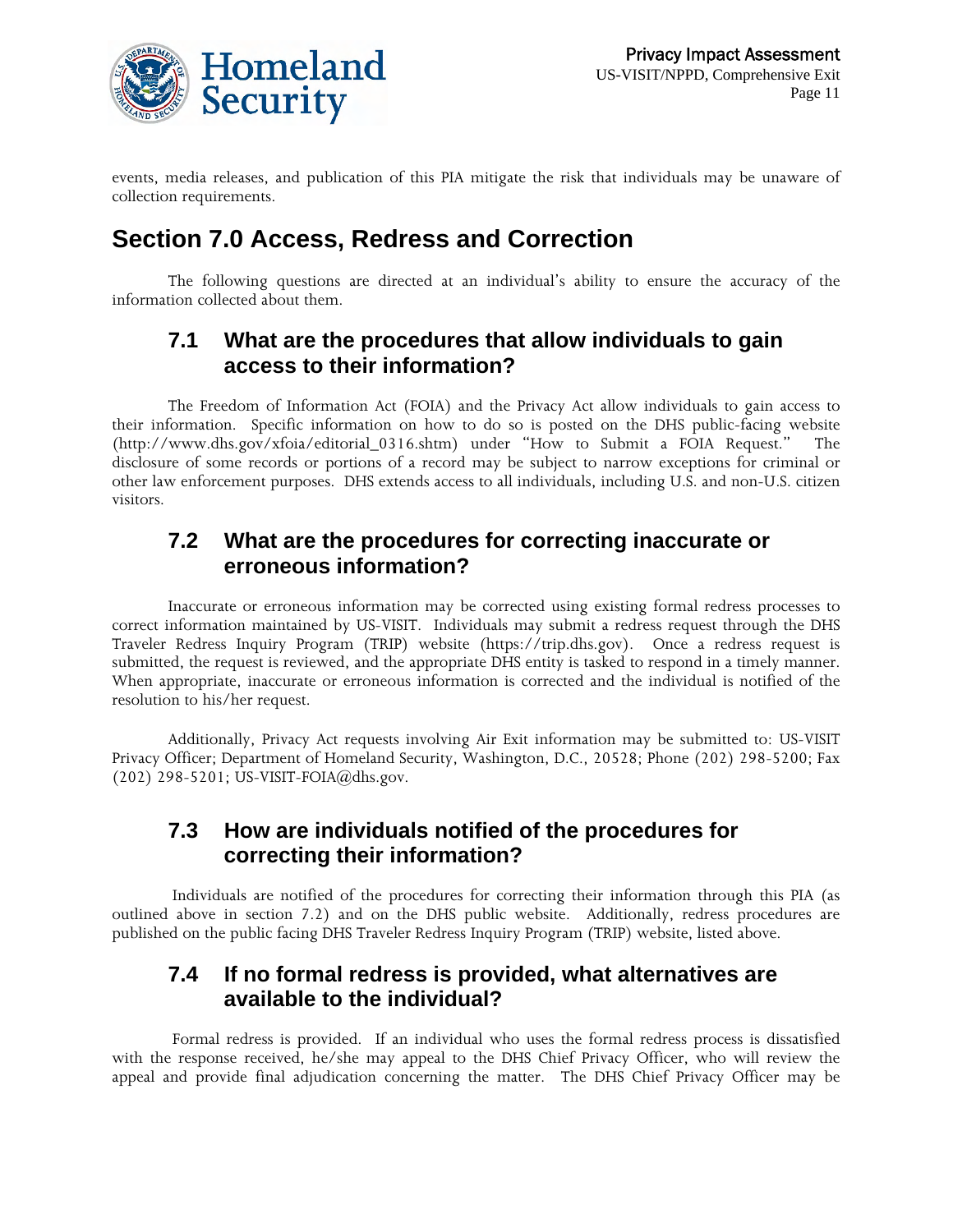events, media releases, and publication of this PIA mitigate the risk that individuals may be unaware of collection requirements.

# Section 7.0 Access, Redress and Correction

The following questions are directed at an individual's ability to ensure the accuracy of the information collected about them.

## 7.1 What are the procedures that allow individuals to gain access to their information?

The Freedom of Information Act (FOIA) and the Privacy Act allow individuals to gain access to their information. Specific information on how to do so is posted on the DHS public-facing website (http://www.dhs.gov/xfoia/editorial_0316.shtm) under "How to Submit a FOIA Request." The disclosure of some records or portions of a record may be subject to narrow exceptions for criminal or other law enforcement purposes. DHS extends access to all individuals, including U.S. and non-U.S. citizen visitors.

## 7.2 What are the procedures for correcting inaccurate or erroneous information?

Inaccurate or erroneous information may be corrected using existing formal redress processes to correct information maintained by US-VISIT. Individuals may submit a redress request through the DHS Traveler Redress Inquiry Program (TRIP) website (https://trip.dhs.gov). Once a redress request is submitted, the request is reviewed, and the appropriate DHS entity is tasked to respond in a timely manner. When appropriate, inaccurate or erroneous information is corrected and the individual is notified of the resolution to his/her request.

Additionally, Privacy Act requests involving Air Exit information may be submitted to: US-VISIT Privacy Officer; Department of Homeland Security, Washington, D.C., 20528; Phone (202) 298-5200; Fax (202) 298-5201; US-VISIT-FOIA@dhs.gov.

## 7.3 How are individuals notified of the procedures for correcting their information?

Individuals are notified of the procedures for correcting their information through this PIA (as outlined above in section 7.2) and on the DHS public website. Additionally, redress procedures are published on the public facing DHS Traveler Redress Inquiry Program (TRIP) website, listed above.

## 7.4 If no formal redress is provided, what alternatives are available to the individual?

Formal redress is provided. If an individual who uses the formal redress process is dissatisfied with the response received, he/she may appeal to the DHS Chief Privacy Officer, who will review the appeal and provide final adjudication concerning the matter. The DHS Chief Privacy Officer may be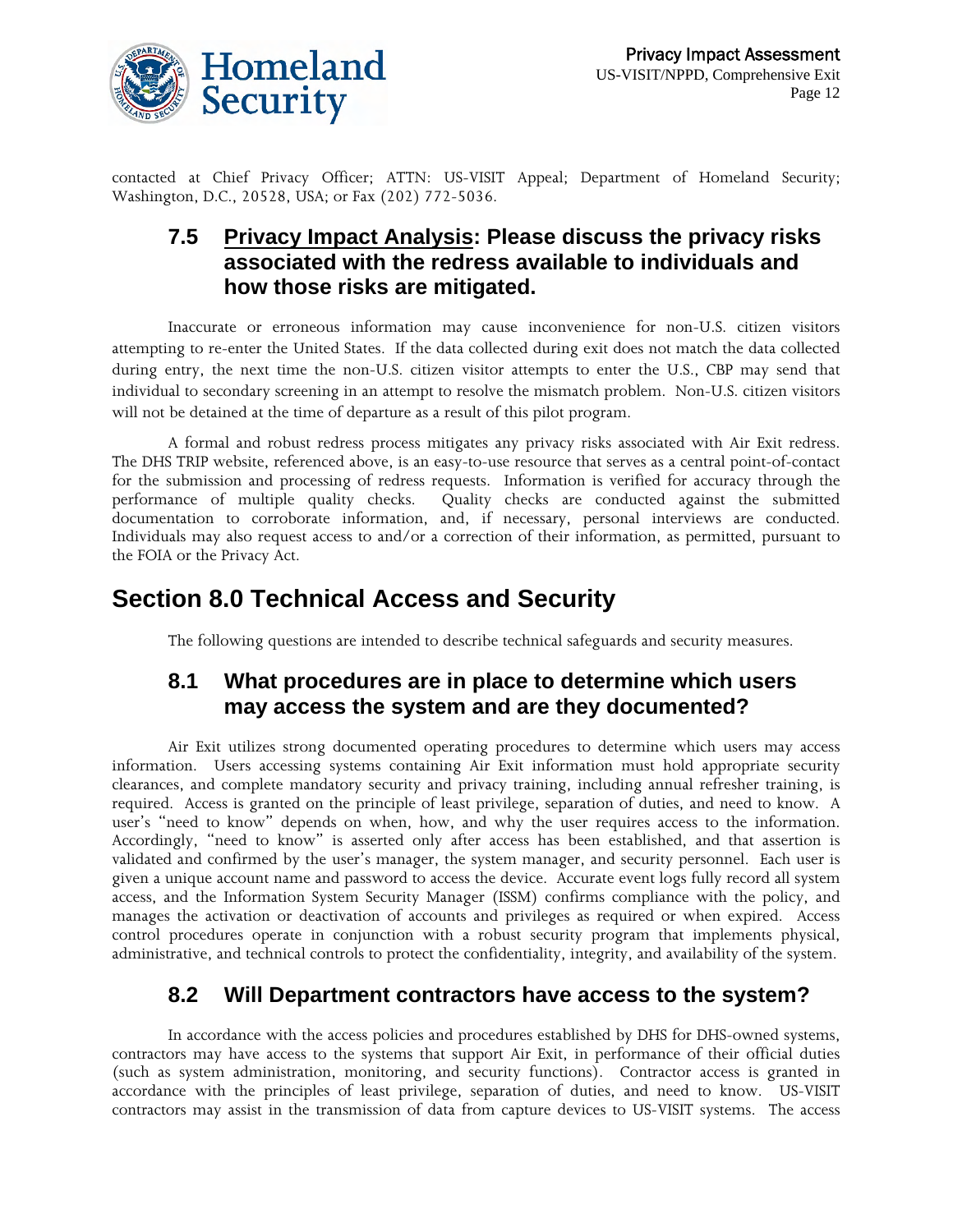contacted at Chief Privacy Officer; ATTN: US-VISIT Appeal; Department of Homeland Security; Washington, D.C., 20528, USA; or Fax (202) 772-5036.

### 7.5 Privacy Impact Analysis: Please discuss the privacy risks associated with the redress available to individuals and how those risks are mitigated.

Inaccurate or erroneous information may cause inconvenience for non-U.S. citizen visitors attempting to re-enter the United States. If the data collected during exit does not match the data collected during entry, the next time the non-U.S. citizen visitor attempts to enter the U.S., CBP may send that individual to secondary screening in an attempt to resolve the mismatch problem. Non-U.S. citizen visitors will not be detained at the time of departure as a result of this pilot program.

A formal and robust redress process mitigates any privacy risks associated with Air Exit redress. The DHS TRIP website, referenced above, is an easy-to-use resource that serves as a central point-of-contact for the submission and processing of redress requests. Information is verified for accuracy through the performance of multiple quality checks. Quality checks are conducted against the submitted documentation to corroborate information, and, if necessary, personal interviews are conducted. Individuals may also request access to and/or a correction of their information, as permitted, pursuant to the FOIA or the Privacy Act.

## Section 8.0 Technical Access and Security

The following questions are intended to describe technical safeguards and security measures.

### 8.1 What procedures are in place to determine which users may access the system and are they documented?

Air Exit utilizes strong documented operating procedures to determine which users may access information. Users accessing systems containing Air Exit information must hold appropriate security clearances, and complete mandatory security and privacy training, including annual refresher training, is required. Access is granted on the principle of least privilege, separation of duties, and need to know. A user's "need to know" depends on when, how, and why the user requires access to the information. Accordingly, "need to know" is asserted only after access has been established, and that assertion is validated and confirmed by the user's manager, the system manager, and security personnel. Each user is given a unique account name and password to access the device. Accurate event logs fully record all system access, and the Information System Security Manager (ISSM) confirms compliance with the policy, and manages the activation or deactivation of accounts and privileges as required or when expired. Access control procedures operate in conjunction with a robust security program that implements physical, administrative, and technical controls to protect the confidentiality, integrity, and availability of the system.

### 8.2 Will Department contractors have access to the system?

In accordance with the access policies and procedures established by DHS for DHS-owned systems, contractors may have access to the systems that support Air Exit, in performance of their official duties (such as system administration, monitoring, and security functions). Contractor access is granted in accordance with the principles of least privilege, separation of duties, and need to know. US-VISIT contractors may assist in the transmission of data from capture devices to US-VISIT systems. The access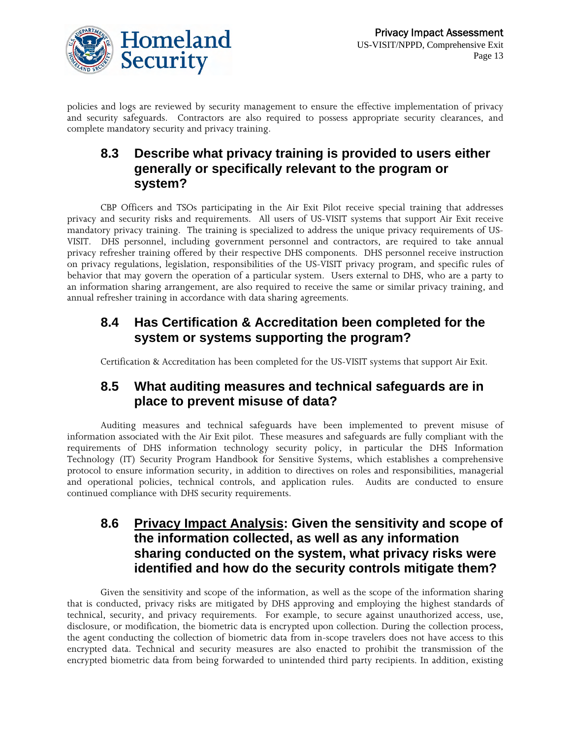policies and logs are reviewed by security management to ensure the effective implementation of privacy and security safeguards. Contractors are also required to possess appropriate security clearances, and complete mandatory security and privacy training.

## 8.3 Describe what privacy training is provided to users either generally or specifically relevant to the program or system?

CBP Officers and TSOs participating in the Air Exit Pilot receive special training that addresses privacy and security risks and requirements. All users of US-VISIT systems that support Air Exit receive mandatory privacy training. The training is specialized to address the unique privacy requirements of US-VISIT. DHS personnel, including government personnel and contractors, are required to take annual privacy refresher training offered by their respective DHS components. DHS personnel receive instruction on privacy regulations, legislation, responsibilities of the US-VISIT privacy program, and specific rules of behavior that may govern the operation of a particular system. Users external to DHS, who are a party to an information sharing arrangement, are also required to receive the same or similar privacy training, and annual refresher training in accordance with data sharing agreements.

## 8.4 Has Certification & Accreditation been completed for the system or systems supporting the program?

Certification & Accreditation has been completed for the US-VISIT systems that support Air Exit.

## 8.5 What auditing measures and technical safeguards are in place to prevent misuse of data?

Auditing measures and technical safeguards have been implemented to prevent misuse of information associated with the Air Exit pilot. These measures and safeguards are fully compliant with the requirements of DHS information technology security policy, in particular the DHS Information Technology (IT) Security Program Handbook for Sensitive Systems, which establishes a comprehensive protocol to ensure information security, in addition to directives on roles and responsibilities, managerial and operational policies, technical controls, and application rules. Audits are conducted to ensure continued compliance with DHS security requirements.

## 8.6 Privacy Impact Analysis: Given the sensitivity and scope of the information collected, as well as any information sharing conducted on the system, what privacy risks were identified and how do the security controls mitigate them?

Given the sensitivity and scope of the information, as well as the scope of the information sharing that is conducted, privacy risks are mitigated by DHS approving and employing the highest standards of technical, security, and privacy requirements. For example, to secure against unauthorized access, use, disclosure, or modification, the biometric data is encrypted upon collection. During the collection process, the agent conducting the collection of biometric data from in-scope travelers does not have access to this encrypted data. Technical and security measures are also enacted to prohibit the transmission of the encrypted biometric data from being forwarded to unintended third party recipients. In addition, existing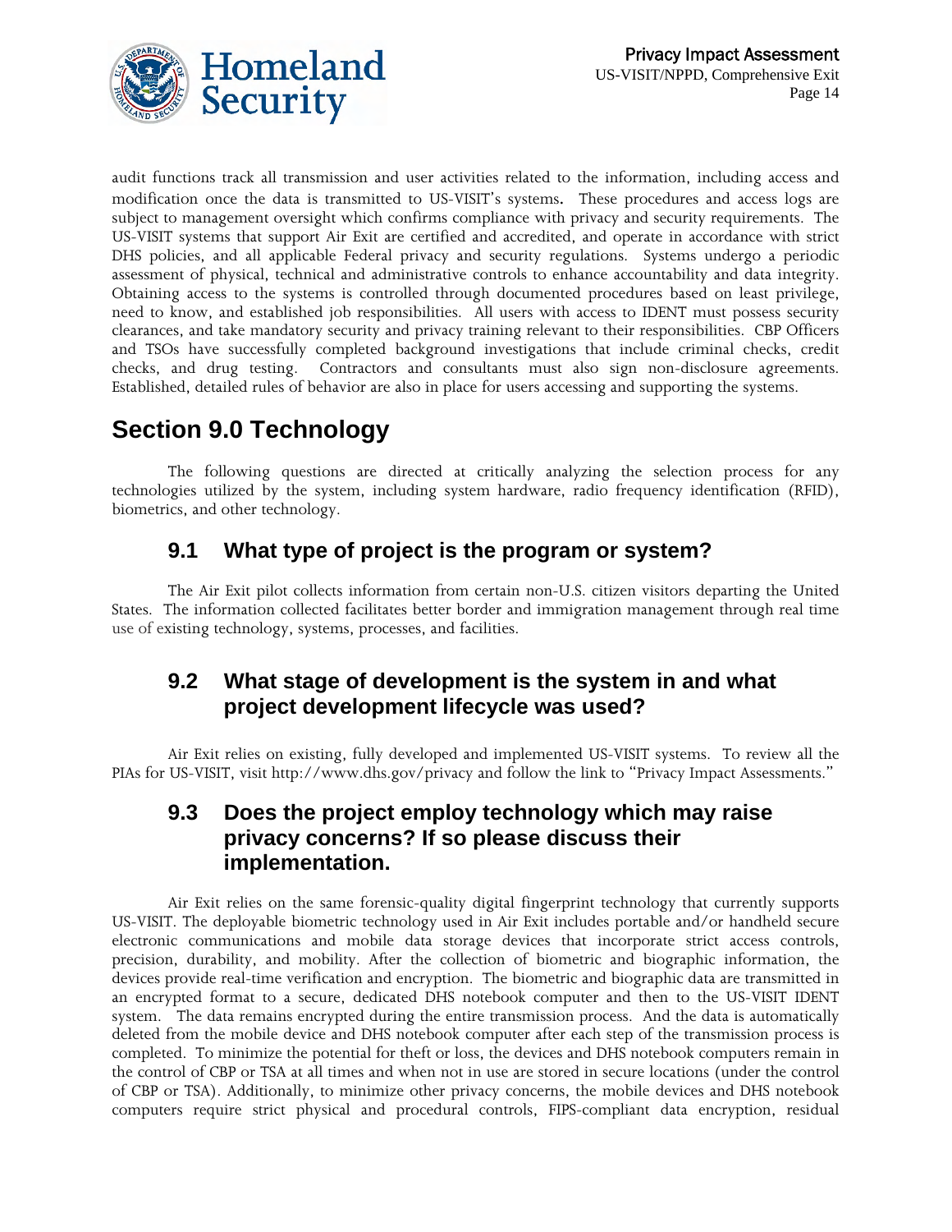audit functions track all transmission and user activities related to the information, including access and modification once the data is transmitted to US-VISIT's systems. These procedures and access logs are subject to management oversight which confirms compliance with privacy and security requirements. The US-VISIT systems that support Air Exit are certified and accredited, and operate in accordance with strict DHS policies, and all applicable Federal privacy and security regulations. Systems undergo a periodic assessment of physical, technical and administrative controls to enhance accountability and data integrity. Obtaining access to the systems is controlled through documented procedures based on least privilege, need to know, and established job responsibilities. All users with access to IDENT must possess security clearances, and take mandatory security and privacy training relevant to their responsibilities. CBP Officers and TSOs have successfully completed background investigations that include criminal checks, credit checks, and drug testing. Contractors and consultants must also sign non-disclosure agreements. Established, detailed rules of behavior are also in place for users accessing and supporting the systems.

# Section 9.0 Technology

The following questions are directed at critically analyzing the selection process for any technologies utilized by the system, including system hardware, radio frequency identification (RFID), biometrics, and other technology.

## 9.1 What type of project is the program or system?

The Air Exit pilot collects information from certain non-U.S. citizen visitors departing the United States. The information collected facilitates better border and immigration management through real time use of existing technology, systems, processes, and facilities.

## 9.2 What stage of development is the system in and what project development lifecycle was used?

Air Exit relies on existing, fully developed and implemented US-VISIT systems. To review all the PIAs for US-VISIT, visit http://www.dhs.gov/privacy and follow the link to "Privacy Impact Assessments."

## 9.3 Does the project employ technology which may raise privacy concerns? If so please discuss their implementation.

Air Exit relies on the same forensic-quality digital fingerprint technology that currently supports US-VISIT. The deployable biometric technology used in Air Exit includes portable and/or handheld secure electronic communications and mobile data storage devices that incorporate strict access controls, precision, durability, and mobility. After the collection of biometric and biographic information, the devices provide real-time verification and encryption. The biometric and biographic data are transmitted in an encrypted format to a secure, dedicated DHS notebook computer and then to the US-VISIT IDENT system. The data remains encrypted during the entire transmission process. And the data is automatically deleted from the mobile device and DHS notebook computer after each step of the transmission process is completed. To minimize the potential for theft or loss, the devices and DHS notebook computers remain in the control of CBP or TSA at all times and when not in use are stored in secure locations (under the control of CBP or TSA). Additionally, to minimize other privacy concerns, the mobile devices and DHS notebook computers require strict physical and procedural controls, FIPS-compliant data encryption, residual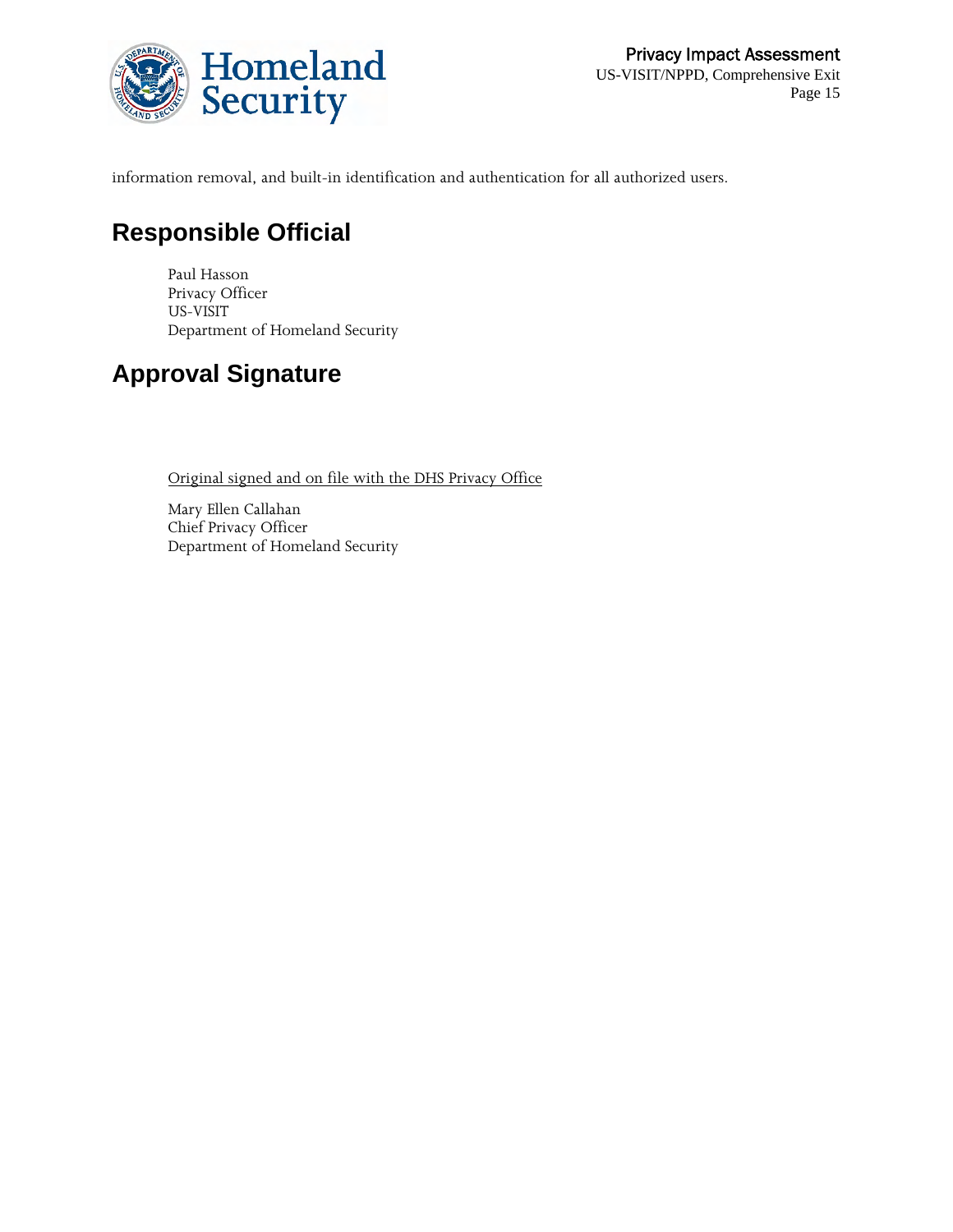information removal, and built-in identification and authentication for all authorized users.

## Responsible Official

Paul Hasson
Privacy Officer
US-VISIT
Department of Homeland Security

## Approval Signature

Original signed and on file with the DHS Privacy Office

Mary Ellen Callahan
Chief Privacy Officer
Department of Homeland Security